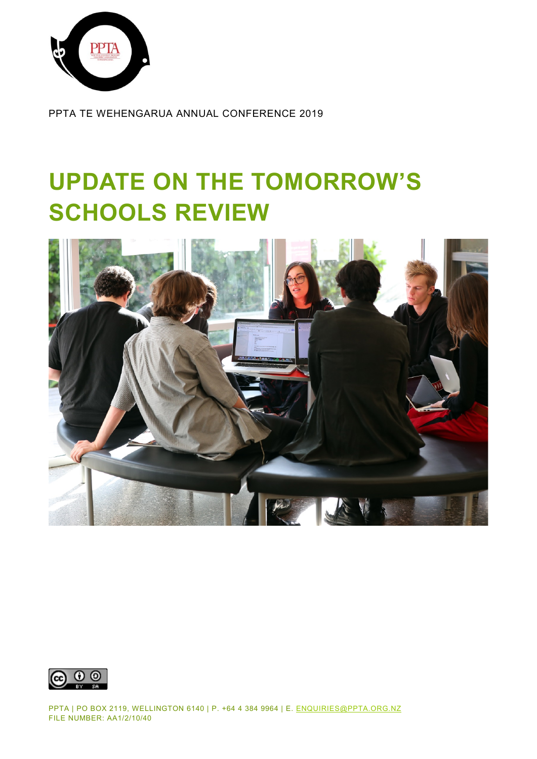PPTA TE WEHENGARUA ANNUAL CONFERENCE 2019

# UPDATE ON THE TOMORROW'S SCHOOLS REVIEW

PPTA | PO BOX 2119, WELLINGTON 6140 | P. +64 4 384 9964 | E. ENQUIRIES@PPTA.ORG.NZ
FILE NUMBER: AA1/2/10/40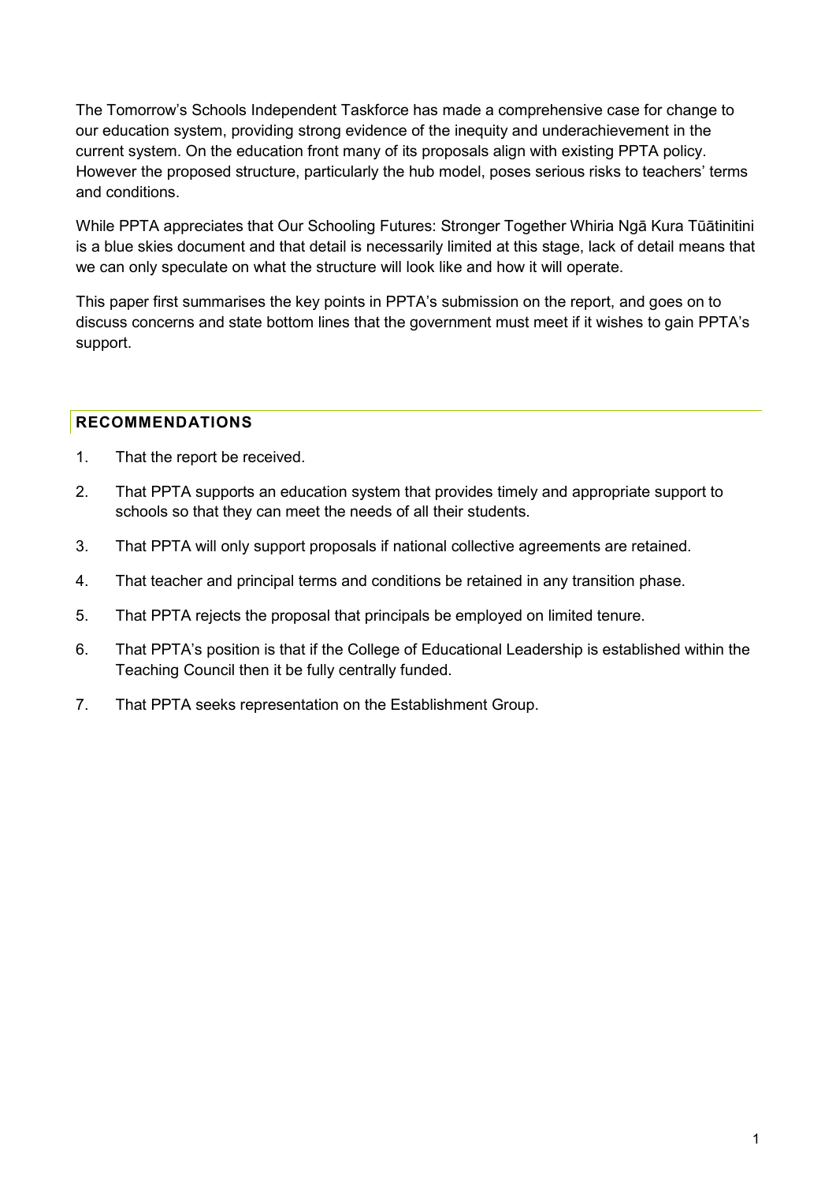The Tomorrow's Schools Independent Taskforce has made a comprehensive case for change to our education system, providing strong evidence of the inequity and underachievement in the current system. On the education front many of its proposals align with existing PPTA policy. However the proposed structure, particularly the hub model, poses serious risks to teachers' terms and conditions.

While PPTA appreciates that Our Schooling Futures: Stronger Together Whiria Ngā Kura Tūātinitini is a blue skies document and that detail is necessarily limited at this stage, lack of detail means that we can only speculate on what the structure will look like and how it will operate.

This paper first summarises the key points in PPTA's submission on the report, and goes on to discuss concerns and state bottom lines that the government must meet if it wishes to gain PPTA's support.

## RECOMMENDATIONS

1. That the report be received.
2. That PPTA supports an education system that provides timely and appropriate support to schools so that they can meet the needs of all their students.
3. That PPTA will only support proposals if national collective agreements are retained.
4. That teacher and principal terms and conditions be retained in any transition phase.
5. That PPTA rejects the proposal that principals be employed on limited tenure.
6. That PPTA's position is that if the College of Educational Leadership is established within the Teaching Council then it be fully centrally funded.
7. That PPTA seeks representation on the Establishment Group.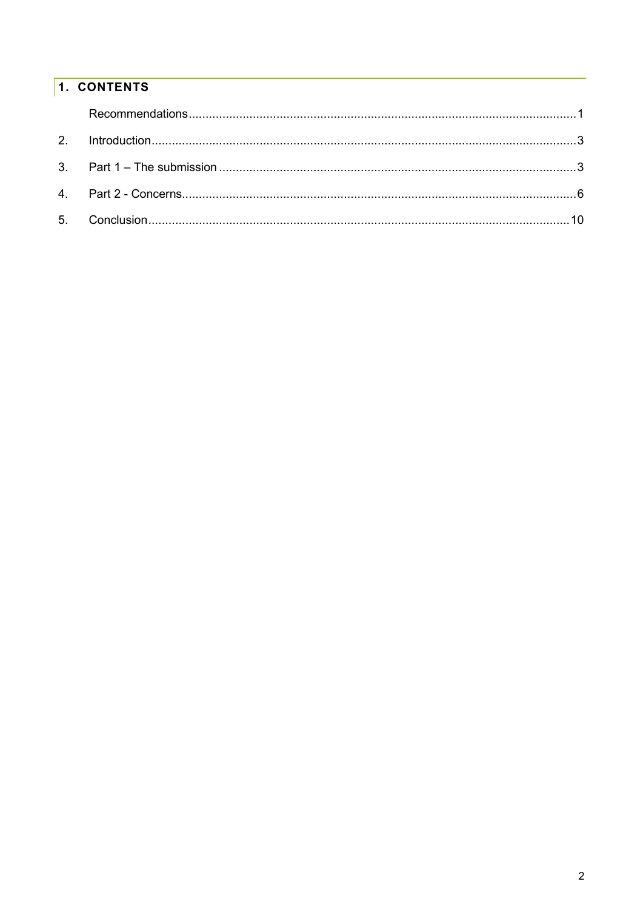## 1. CONTENTS

| | | |
|---|---|---|
| | Recommendations | 1 |
| 2. | Introduction | 3 |
| 3. | Part 1 – The submission | 3 |
| 4. | Part 2 - Concerns | 6 |
| 5. | Conclusion | 10 |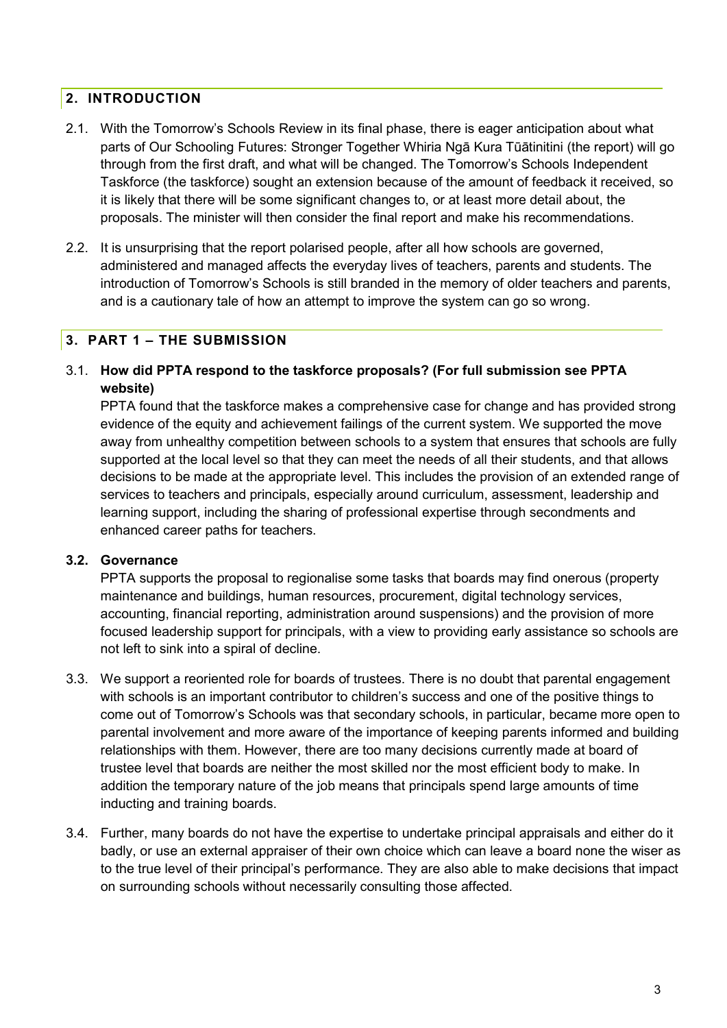## 2. INTRODUCTION

2.1. With the Tomorrow's Schools Review in its final phase, there is eager anticipation about what parts of Our Schooling Futures: Stronger Together Whiria Ngā Kura Tūātinitini (the report) will go through from the first draft, and what will be changed. The Tomorrow's Schools Independent Taskforce (the taskforce) sought an extension because of the amount of feedback it received, so it is likely that there will be some significant changes to, or at least more detail about, the proposals. The minister will then consider the final report and make his recommendations.

2.2. It is unsurprising that the report polarised people, after all how schools are governed, administered and managed affects the everyday lives of teachers, parents and students. The introduction of Tomorrow's Schools is still branded in the memory of older teachers and parents, and is a cautionary tale of how an attempt to improve the system can go so wrong.

## 3. PART 1 – THE SUBMISSION

3.1. **How did PPTA respond to the taskforce proposals? (For full submission see PPTA website)**
PPTA found that the taskforce makes a comprehensive case for change and has provided strong evidence of the equity and achievement failings of the current system. We supported the move away from unhealthy competition between schools to a system that ensures that schools are fully supported at the local level so that they can meet the needs of all their students, and that allows decisions to be made at the appropriate level. This includes the provision of an extended range of services to teachers and principals, especially around curriculum, assessment, leadership and learning support, including the sharing of professional expertise through secondments and enhanced career paths for teachers.

**3.2. Governance**
PPTA supports the proposal to regionalise some tasks that boards may find onerous (property maintenance and buildings, human resources, procurement, digital technology services, accounting, financial reporting, administration around suspensions) and the provision of more focused leadership support for principals, with a view to providing early assistance so schools are not left to sink into a spiral of decline.

3.3. We support a reoriented role for boards of trustees. There is no doubt that parental engagement with schools is an important contributor to children's success and one of the positive things to come out of Tomorrow's Schools was that secondary schools, in particular, became more open to parental involvement and more aware of the importance of keeping parents informed and building relationships with them. However, there are too many decisions currently made at board of trustee level that boards are neither the most skilled nor the most efficient body to make. In addition the temporary nature of the job means that principals spend large amounts of time inducting and training boards.

3.4. Further, many boards do not have the expertise to undertake principal appraisals and either do it badly, or use an external appraiser of their own choice which can leave a board none the wiser as to the true level of their principal's performance. They are also able to make decisions that impact on surrounding schools without necessarily consulting those affected.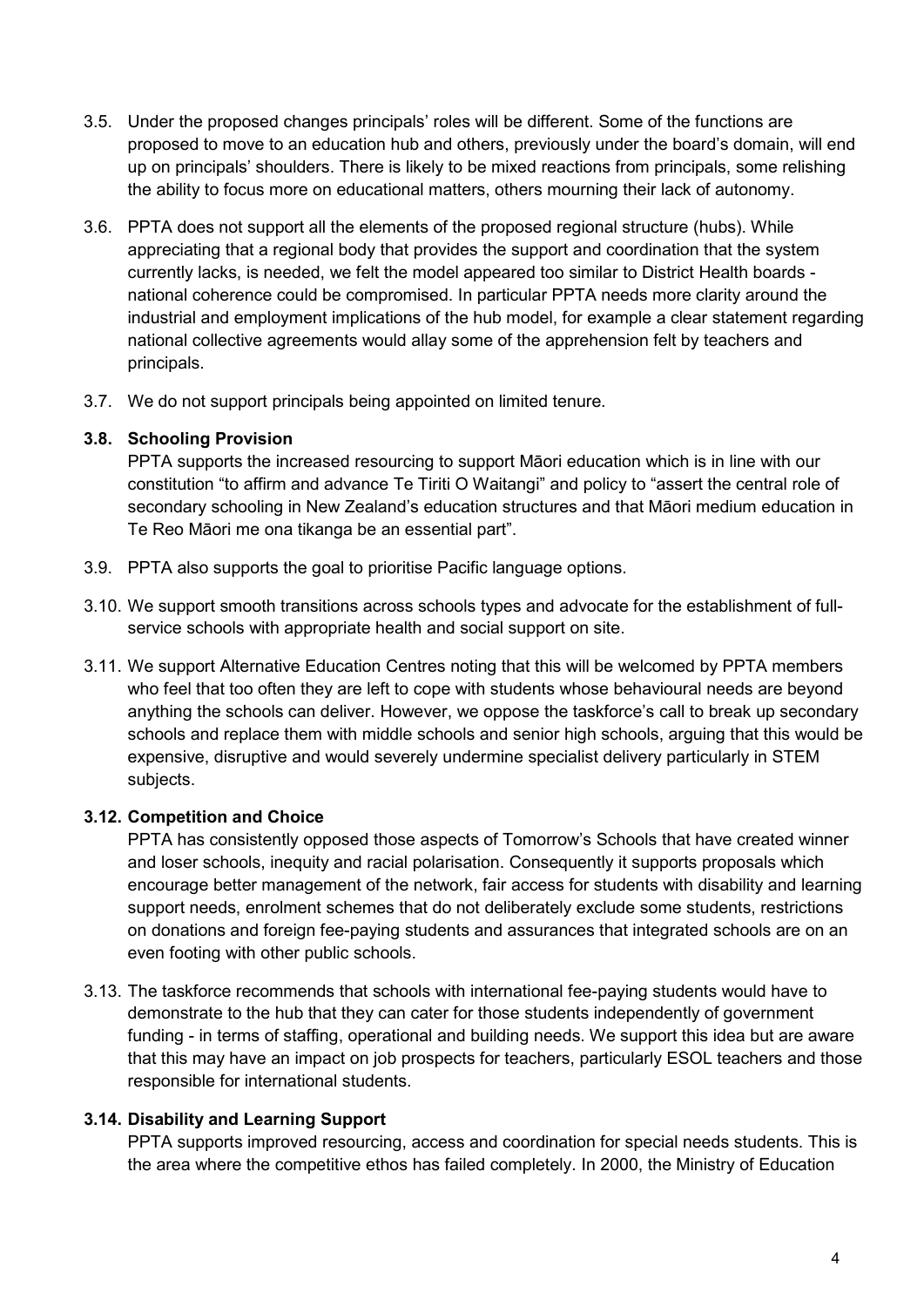3.5. Under the proposed changes principals' roles will be different. Some of the functions are proposed to move to an education hub and others, previously under the board's domain, will end up on principals' shoulders. There is likely to be mixed reactions from principals, some relishing the ability to focus more on educational matters, others mourning their lack of autonomy.

3.6. PPTA does not support all the elements of the proposed regional structure (hubs). While appreciating that a regional body that provides the support and coordination that the system currently lacks, is needed, we felt the model appeared too similar to District Health boards - national coherence could be compromised. In particular PPTA needs more clarity around the industrial and employment implications of the hub model, for example a clear statement regarding national collective agreements would allay some of the apprehension felt by teachers and principals.

3.7. We do not support principals being appointed on limited tenure.

**3.8. Schooling Provision**

PPTA supports the increased resourcing to support Māori education which is in line with our constitution "to affirm and advance Te Tiriti O Waitangi" and policy to "assert the central role of secondary schooling in New Zealand's education structures and that Māori medium education in Te Reo Māori me ona tikanga be an essential part".

3.9. PPTA also supports the goal to prioritise Pacific language options.

3.10. We support smooth transitions across schools types and advocate for the establishment of full-service schools with appropriate health and social support on site.

3.11. We support Alternative Education Centres noting that this will be welcomed by PPTA members who feel that too often they are left to cope with students whose behavioural needs are beyond anything the schools can deliver. However, we oppose the taskforce's call to break up secondary schools and replace them with middle schools and senior high schools, arguing that this would be expensive, disruptive and would severely undermine specialist delivery particularly in STEM subjects.

**3.12. Competition and Choice**

PPTA has consistently opposed those aspects of Tomorrow's Schools that have created winner and loser schools, inequity and racial polarisation. Consequently it supports proposals which encourage better management of the network, fair access for students with disability and learning support needs, enrolment schemes that do not deliberately exclude some students, restrictions on donations and foreign fee-paying students and assurances that integrated schools are on an even footing with other public schools.

3.13. The taskforce recommends that schools with international fee-paying students would have to demonstrate to the hub that they can cater for those students independently of government funding - in terms of staffing, operational and building needs. We support this idea but are aware that this may have an impact on job prospects for teachers, particularly ESOL teachers and those responsible for international students.

**3.14. Disability and Learning Support**

PPTA supports improved resourcing, access and coordination for special needs students. This is the area where the competitive ethos has failed completely. In 2000, the Ministry of Education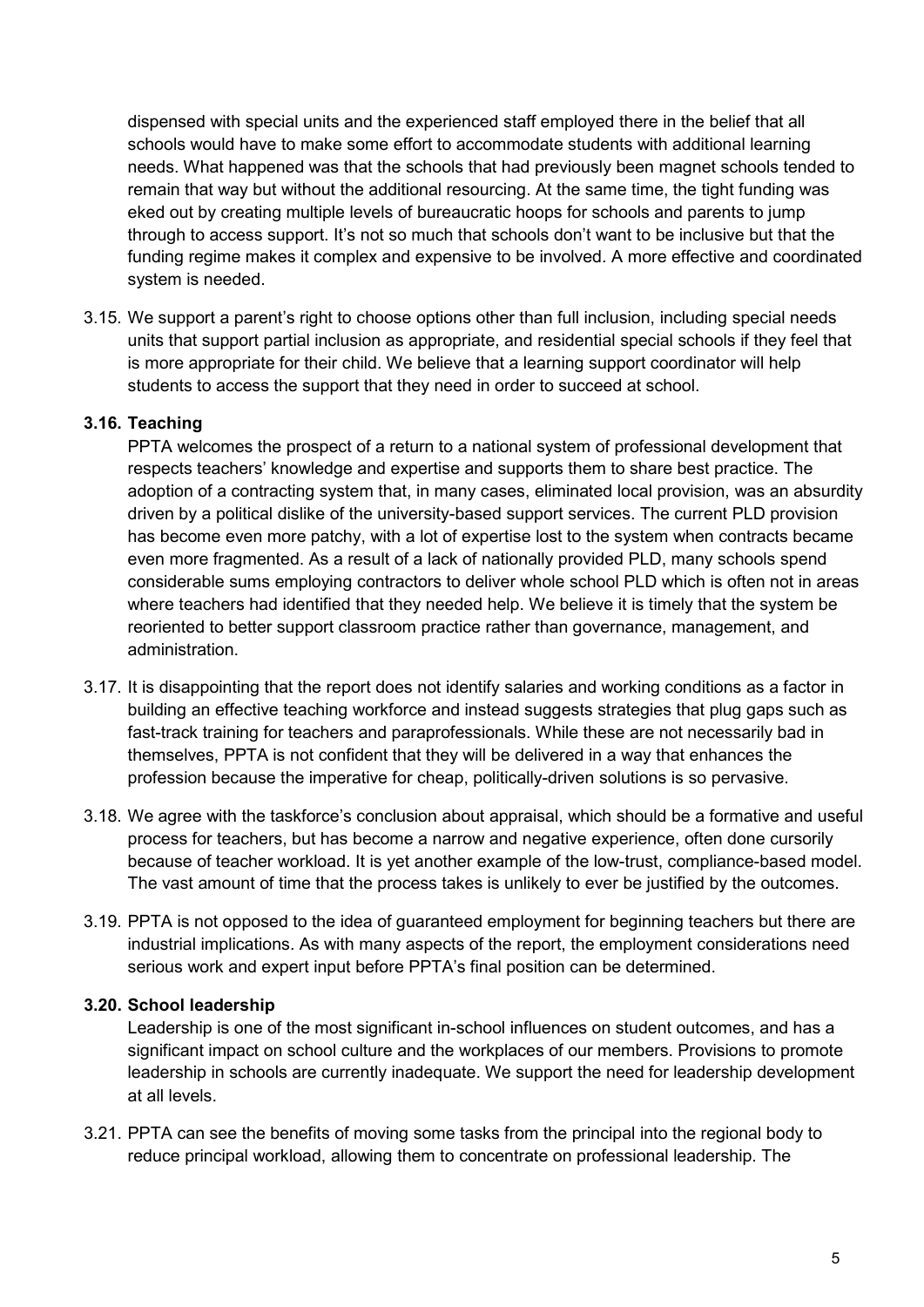dispensed with special units and the experienced staff employed there in the belief that all schools would have to make some effort to accommodate students with additional learning needs. What happened was that the schools that had previously been magnet schools tended to remain that way but without the additional resourcing. At the same time, the tight funding was eked out by creating multiple levels of bureaucratic hoops for schools and parents to jump through to access support. It's not so much that schools don't want to be inclusive but that the funding regime makes it complex and expensive to be involved. A more effective and coordinated system is needed.

3.15. We support a parent's right to choose options other than full inclusion, including special needs units that support partial inclusion as appropriate, and residential special schools if they feel that is more appropriate for their child. We believe that a learning support coordinator will help students to access the support that they need in order to succeed at school.

**3.16. Teaching**

PPTA welcomes the prospect of a return to a national system of professional development that respects teachers' knowledge and expertise and supports them to share best practice. The adoption of a contracting system that, in many cases, eliminated local provision, was an absurdity driven by a political dislike of the university-based support services. The current PLD provision has become even more patchy, with a lot of expertise lost to the system when contracts became even more fragmented. As a result of a lack of nationally provided PLD, many schools spend considerable sums employing contractors to deliver whole school PLD which is often not in areas where teachers had identified that they needed help. We believe it is timely that the system be reoriented to better support classroom practice rather than governance, management, and administration.

3.17. It is disappointing that the report does not identify salaries and working conditions as a factor in building an effective teaching workforce and instead suggests strategies that plug gaps such as fast-track training for teachers and paraprofessionals. While these are not necessarily bad in themselves, PPTA is not confident that they will be delivered in a way that enhances the profession because the imperative for cheap, politically-driven solutions is so pervasive.

3.18. We agree with the taskforce's conclusion about appraisal, which should be a formative and useful process for teachers, but has become a narrow and negative experience, often done cursorily because of teacher workload. It is yet another example of the low-trust, compliance-based model. The vast amount of time that the process takes is unlikely to ever be justified by the outcomes.

3.19. PPTA is not opposed to the idea of guaranteed employment for beginning teachers but there are industrial implications. As with many aspects of the report, the employment considerations need serious work and expert input before PPTA's final position can be determined.

**3.20. School leadership**

Leadership is one of the most significant in-school influences on student outcomes, and has a significant impact on school culture and the workplaces of our members. Provisions to promote leadership in schools are currently inadequate. We support the need for leadership development at all levels.

3.21. PPTA can see the benefits of moving some tasks from the principal into the regional body to reduce principal workload, allowing them to concentrate on professional leadership. The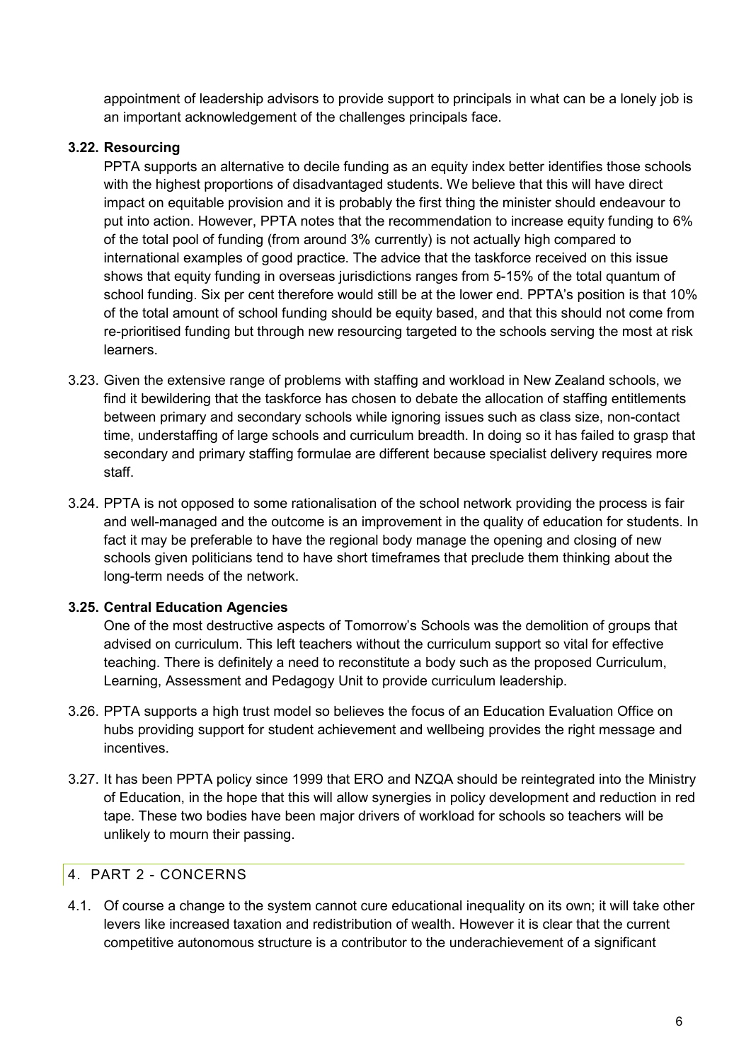appointment of leadership advisors to provide support to principals in what can be a lonely job is an important acknowledgement of the challenges principals face.

**3.22. Resourcing**

PPTA supports an alternative to decile funding as an equity index better identifies those schools with the highest proportions of disadvantaged students. We believe that this will have direct impact on equitable provision and it is probably the first thing the minister should endeavour to put into action. However, PPTA notes that the recommendation to increase equity funding to 6% of the total pool of funding (from around 3% currently) is not actually high compared to international examples of good practice. The advice that the taskforce received on this issue shows that equity funding in overseas jurisdictions ranges from 5-15% of the total quantum of school funding. Six per cent therefore would still be at the lower end. PPTA's position is that 10% of the total amount of school funding should be equity based, and that this should not come from re-prioritised funding but through new resourcing targeted to the schools serving the most at risk learners.

3.23. Given the extensive range of problems with staffing and workload in New Zealand schools, we find it bewildering that the taskforce has chosen to debate the allocation of staffing entitlements between primary and secondary schools while ignoring issues such as class size, non-contact time, understaffing of large schools and curriculum breadth. In doing so it has failed to grasp that secondary and primary staffing formulae are different because specialist delivery requires more staff.

3.24. PPTA is not opposed to some rationalisation of the school network providing the process is fair and well-managed and the outcome is an improvement in the quality of education for students. In fact it may be preferable to have the regional body manage the opening and closing of new schools given politicians tend to have short timeframes that preclude them thinking about the long-term needs of the network.

**3.25. Central Education Agencies**

One of the most destructive aspects of Tomorrow's Schools was the demolition of groups that advised on curriculum. This left teachers without the curriculum support so vital for effective teaching. There is definitely a need to reconstitute a body such as the proposed Curriculum, Learning, Assessment and Pedagogy Unit to provide curriculum leadership.

3.26. PPTA supports a high trust model so believes the focus of an Education Evaluation Office on hubs providing support for student achievement and wellbeing provides the right message and incentives.

3.27. It has been PPTA policy since 1999 that ERO and NZQA should be reintegrated into the Ministry of Education, in the hope that this will allow synergies in policy development and reduction in red tape. These two bodies have been major drivers of workload for schools so teachers will be unlikely to mourn their passing.

## 4. PART 2 - CONCERNS

4.1. Of course a change to the system cannot cure educational inequality on its own; it will take other levers like increased taxation and redistribution of wealth. However it is clear that the current competitive autonomous structure is a contributor to the underachievement of a significant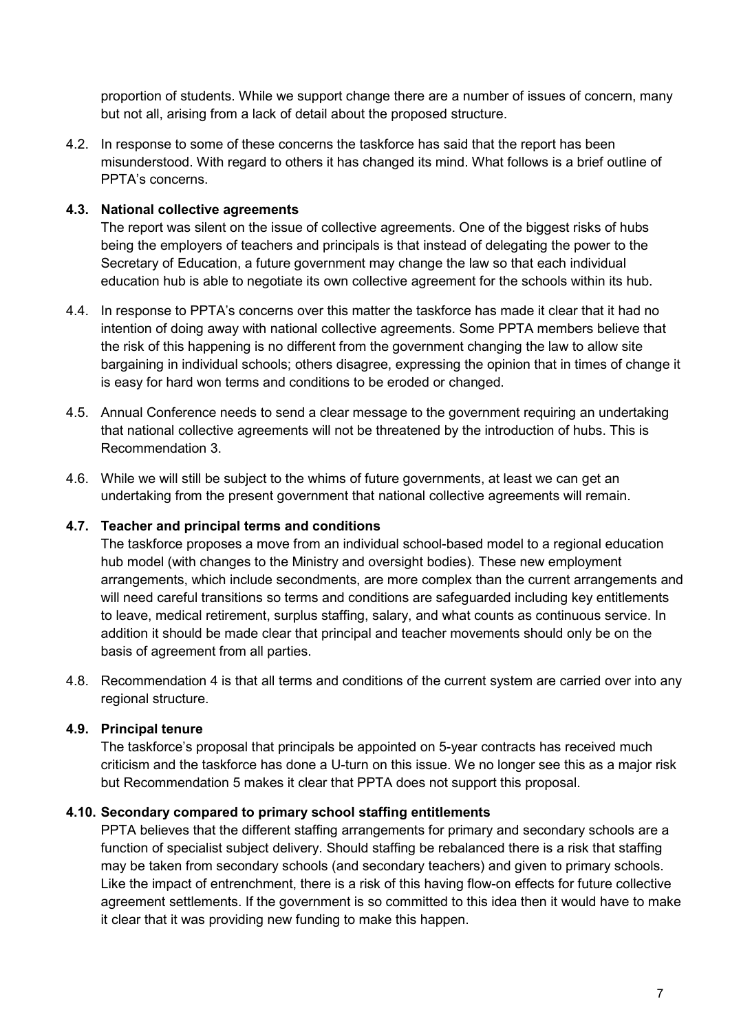proportion of students. While we support change there are a number of issues of concern, many but not all, arising from a lack of detail about the proposed structure.

4.2. In response to some of these concerns the taskforce has said that the report has been misunderstood. With regard to others it has changed its mind. What follows is a brief outline of PPTA's concerns.

**4.3. National collective agreements**

The report was silent on the issue of collective agreements. One of the biggest risks of hubs being the employers of teachers and principals is that instead of delegating the power to the Secretary of Education, a future government may change the law so that each individual education hub is able to negotiate its own collective agreement for the schools within its hub.

4.4. In response to PPTA's concerns over this matter the taskforce has made it clear that it had no intention of doing away with national collective agreements. Some PPTA members believe that the risk of this happening is no different from the government changing the law to allow site bargaining in individual schools; others disagree, expressing the opinion that in times of change it is easy for hard won terms and conditions to be eroded or changed.

4.5. Annual Conference needs to send a clear message to the government requiring an undertaking that national collective agreements will not be threatened by the introduction of hubs. This is Recommendation 3.

4.6. While we will still be subject to the whims of future governments, at least we can get an undertaking from the present government that national collective agreements will remain.

**4.7. Teacher and principal terms and conditions**

The taskforce proposes a move from an individual school-based model to a regional education hub model (with changes to the Ministry and oversight bodies). These new employment arrangements, which include secondments, are more complex than the current arrangements and will need careful transitions so terms and conditions are safeguarded including key entitlements to leave, medical retirement, surplus staffing, salary, and what counts as continuous service. In addition it should be made clear that principal and teacher movements should only be on the basis of agreement from all parties.

4.8. Recommendation 4 is that all terms and conditions of the current system are carried over into any regional structure.

**4.9. Principal tenure**

The taskforce's proposal that principals be appointed on 5-year contracts has received much criticism and the taskforce has done a U-turn on this issue. We no longer see this as a major risk but Recommendation 5 makes it clear that PPTA does not support this proposal.

**4.10. Secondary compared to primary school staffing entitlements**

PPTA believes that the different staffing arrangements for primary and secondary schools are a function of specialist subject delivery. Should staffing be rebalanced there is a risk that staffing may be taken from secondary schools (and secondary teachers) and given to primary schools. Like the impact of entrenchment, there is a risk of this having flow-on effects for future collective agreement settlements. If the government is so committed to this idea then it would have to make it clear that it was providing new funding to make this happen.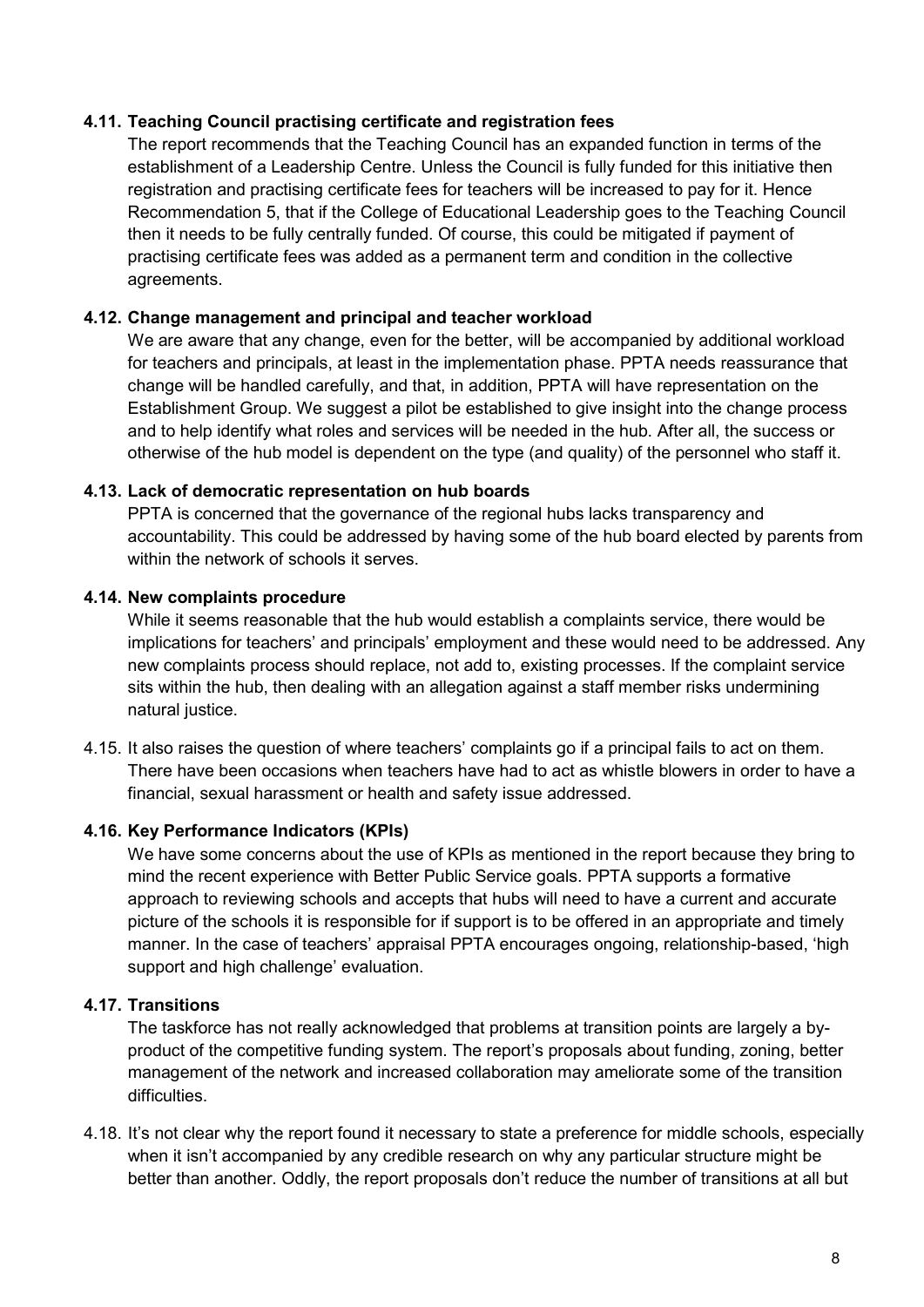#### 4.11. Teaching Council practising certificate and registration fees

The report recommends that the Teaching Council has an expanded function in terms of the establishment of a Leadership Centre. Unless the Council is fully funded for this initiative then registration and practising certificate fees for teachers will be increased to pay for it. Hence Recommendation 5, that if the College of Educational Leadership goes to the Teaching Council then it needs to be fully centrally funded. Of course, this could be mitigated if payment of practising certificate fees was added as a permanent term and condition in the collective agreements.

#### 4.12. Change management and principal and teacher workload

We are aware that any change, even for the better, will be accompanied by additional workload for teachers and principals, at least in the implementation phase. PPTA needs reassurance that change will be handled carefully, and that, in addition, PPTA will have representation on the Establishment Group. We suggest a pilot be established to give insight into the change process and to help identify what roles and services will be needed in the hub. After all, the success or otherwise of the hub model is dependent on the type (and quality) of the personnel who staff it.

#### 4.13. Lack of democratic representation on hub boards

PPTA is concerned that the governance of the regional hubs lacks transparency and accountability. This could be addressed by having some of the hub board elected by parents from within the network of schools it serves.

#### 4.14. New complaints procedure

While it seems reasonable that the hub would establish a complaints service, there would be implications for teachers' and principals' employment and these would need to be addressed. Any new complaints process should replace, not add to, existing processes. If the complaint service sits within the hub, then dealing with an allegation against a staff member risks undermining natural justice.

4.15. It also raises the question of where teachers' complaints go if a principal fails to act on them. There have been occasions when teachers have had to act as whistle blowers in order to have a financial, sexual harassment or health and safety issue addressed.

#### 4.16. Key Performance Indicators (KPIs)

We have some concerns about the use of KPIs as mentioned in the report because they bring to mind the recent experience with Better Public Service goals. PPTA supports a formative approach to reviewing schools and accepts that hubs will need to have a current and accurate picture of the schools it is responsible for if support is to be offered in an appropriate and timely manner. In the case of teachers' appraisal PPTA encourages ongoing, relationship-based, 'high support and high challenge' evaluation.

#### 4.17. Transitions

The taskforce has not really acknowledged that problems at transition points are largely a by-product of the competitive funding system. The report's proposals about funding, zoning, better management of the network and increased collaboration may ameliorate some of the transition difficulties.

4.18. It's not clear why the report found it necessary to state a preference for middle schools, especially when it isn't accompanied by any credible research on why any particular structure might be better than another. Oddly, the report proposals don't reduce the number of transitions at all but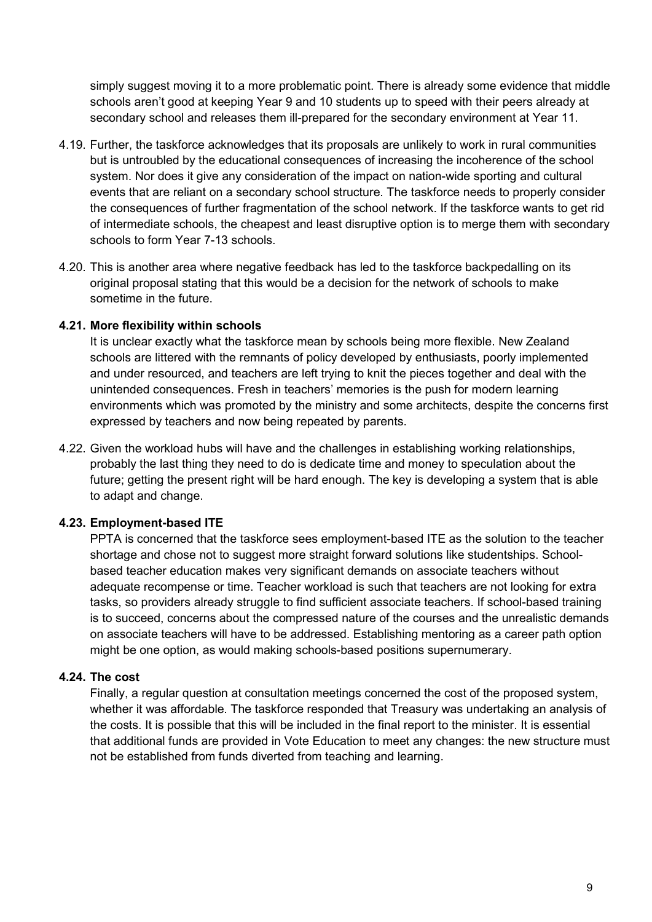simply suggest moving it to a more problematic point. There is already some evidence that middle schools aren't good at keeping Year 9 and 10 students up to speed with their peers already at secondary school and releases them ill-prepared for the secondary environment at Year 11.

4.19. Further, the taskforce acknowledges that its proposals are unlikely to work in rural communities but is untroubled by the educational consequences of increasing the incoherence of the school system. Nor does it give any consideration of the impact on nation-wide sporting and cultural events that are reliant on a secondary school structure. The taskforce needs to properly consider the consequences of further fragmentation of the school network. If the taskforce wants to get rid of intermediate schools, the cheapest and least disruptive option is to merge them with secondary schools to form Year 7-13 schools.

4.20. This is another area where negative feedback has led to the taskforce backpedalling on its original proposal stating that this would be a decision for the network of schools to make sometime in the future.

**4.21. More flexibility within schools**

It is unclear exactly what the taskforce mean by schools being more flexible. New Zealand schools are littered with the remnants of policy developed by enthusiasts, poorly implemented and under resourced, and teachers are left trying to knit the pieces together and deal with the unintended consequences. Fresh in teachers' memories is the push for modern learning environments which was promoted by the ministry and some architects, despite the concerns first expressed by teachers and now being repeated by parents.

4.22. Given the workload hubs will have and the challenges in establishing working relationships, probably the last thing they need to do is dedicate time and money to speculation about the future; getting the present right will be hard enough. The key is developing a system that is able to adapt and change.

**4.23. Employment-based ITE**

PPTA is concerned that the taskforce sees employment-based ITE as the solution to the teacher shortage and chose not to suggest more straight forward solutions like studentships. School-based teacher education makes very significant demands on associate teachers without adequate recompense or time. Teacher workload is such that teachers are not looking for extra tasks, so providers already struggle to find sufficient associate teachers. If school-based training is to succeed, concerns about the compressed nature of the courses and the unrealistic demands on associate teachers will have to be addressed. Establishing mentoring as a career path option might be one option, as would making schools-based positions supernumerary.

**4.24. The cost**

Finally, a regular question at consultation meetings concerned the cost of the proposed system, whether it was affordable. The taskforce responded that Treasury was undertaking an analysis of the costs. It is possible that this will be included in the final report to the minister. It is essential that additional funds are provided in Vote Education to meet any changes: the new structure must not be established from funds diverted from teaching and learning.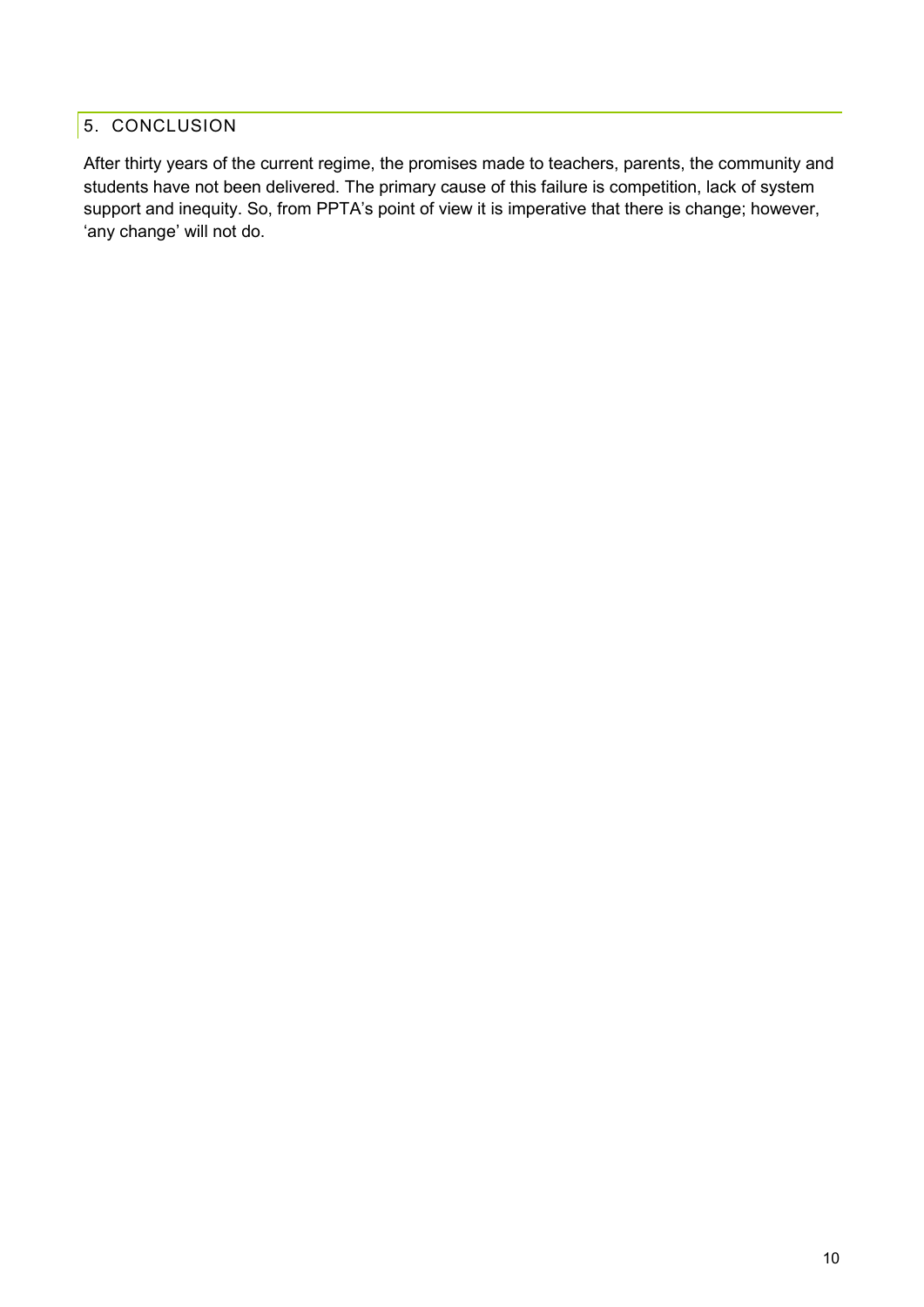## 5. CONCLUSION

After thirty years of the current regime, the promises made to teachers, parents, the community and students have not been delivered. The primary cause of this failure is competition, lack of system support and inequity. So, from PPTA's point of view it is imperative that there is change; however, 'any change' will not do.